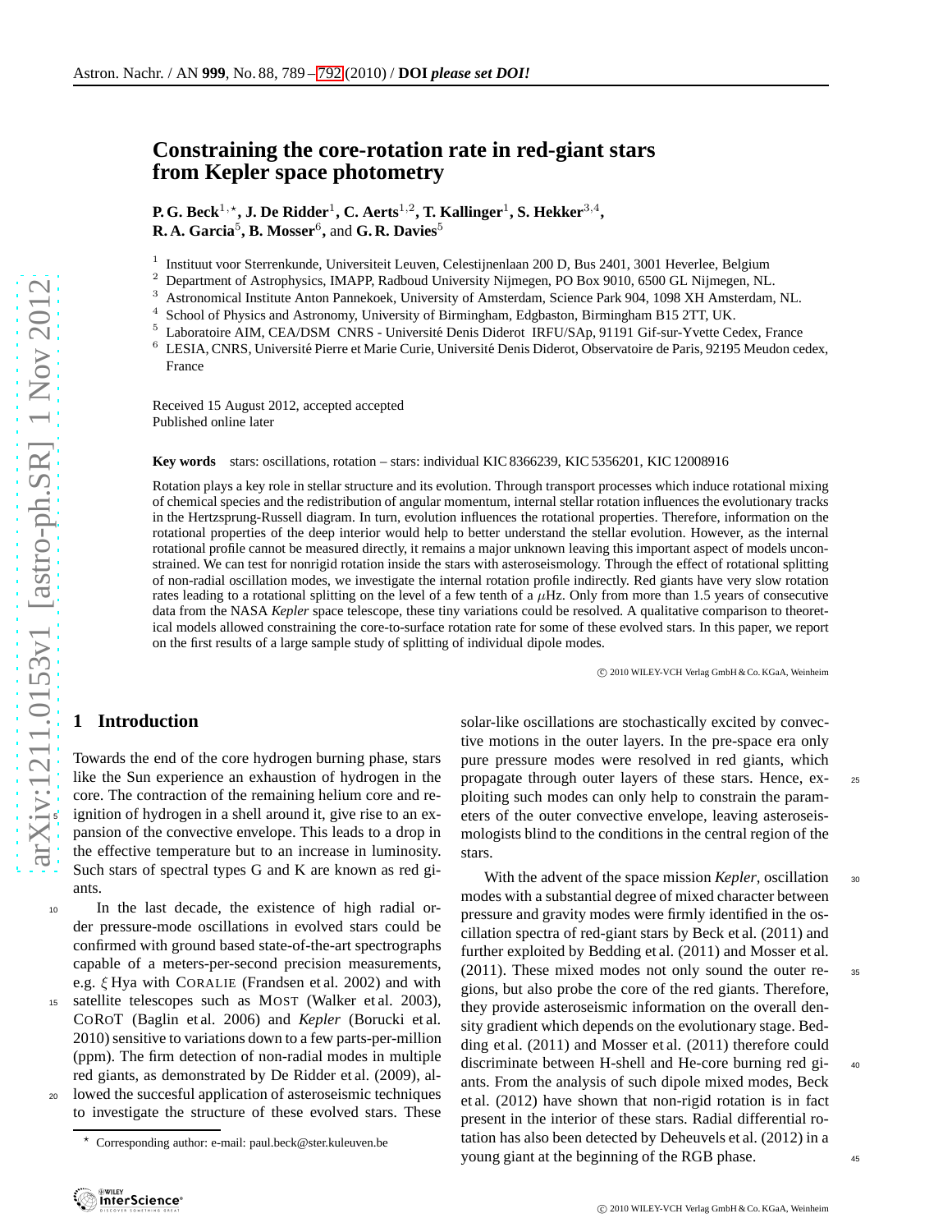# Constraining the core-rotation rate in red-giant stars from Kepler space photometry

**P. G. Beck**[1,⋆], **J. De Ridder**[1], **C. Aerts**[1,2], **T. Kallinger**[1], **S. Hekker**[3,4], **R. A. Garcia**[5], **B. Mosser**[6], and **G. R. Davies**[5]

[1] Instituut voor Sterrenkunde, Universiteit Leuven, Celestijnenlaan 200 D, Bus 2401, 3001 Heverlee, Belgium
[2] Department of Astrophysics, IMAPP, Radboud University Nijmegen, PO Box 9010, 6500 GL Nijmegen, NL.
[3] Astronomical Institute Anton Pannekoek, University of Amsterdam, Science Park 904, 1098 XH Amsterdam, NL.
[4] School of Physics and Astronomy, University of Birmingham, Edgbaston, Birmingham B15 2TT, UK.
[5] Laboratoire AIM, CEA/DSM CNRS - Université Denis Diderot IRFU/SAp, 91191 Gif-sur-Yvette Cedex, France
[6] LESIA, CNRS, Université Pierre et Marie Curie, Université Denis Diderot, Observatoire de Paris, 92195 Meudon cedex, France

Received 15 August 2012, accepted accepted
Published online later

**Key words** stars: oscillations, rotation – stars: individual KIC 8366239, KIC 5356201, KIC 12008916

Rotation plays a key role in stellar structure and its evolution. Through transport processes which induce rotational mixing of chemical species and the redistribution of angular momentum, internal stellar rotation influences the evolutionary tracks in the Hertzsprung-Russell diagram. In turn, evolution influences the rotational properties. Therefore, information on the rotational properties of the deep interior would help to better understand the stellar evolution. However, as the internal rotational profile cannot be measured directly, it remains a major unknown leaving this important aspect of models unconstrained. We can test for nonrigid rotation inside the stars with asteroseismology. Through the effect of rotational splitting of non-radial oscillation modes, we investigate the internal rotation profile indirectly. Red giants have very slow rotation rates leading to a rotational splitting on the level of a few tenth of a $\mu$Hz. Only from more than 1.5 years of consecutive data from the NASA *Kepler* space telescope, these tiny variations could be resolved. A qualitative comparison to theoretical models allowed constraining the core-to-surface rotation rate for some of these evolved stars. In this paper, we report on the first results of a large sample study of splitting of individual dipole modes.

© 2010 WILEY-VCH Verlag GmbH & Co. KGaA, Weinheim

## 1 Introduction

Towards the end of the core hydrogen burning phase, stars like the Sun experience an exhaustion of hydrogen in the core. The contraction of the remaining helium core and reignition of hydrogen in a shell around it, give rise to an expansion of the convective envelope. This leads to a drop in the effective temperature but to an increase in luminosity. Such stars of spectral types G and K are known as red giants.

In the last decade, the existence of high radial order pressure-mode oscillations in evolved stars could be confirmed with ground based state-of-the-art spectrographs capable of a meters-per-second precision measurements, e.g. $\xi$ Hya with CORALIE (Frandsen et al. 2002) and with satellite telescopes such as MOST (Walker et al. 2003), CoRoT (Baglin et al. 2006) and *Kepler* (Borucki et al. 2010) sensitive to variations down to a few parts-per-million (ppm). The firm detection of non-radial modes in multiple red giants, as demonstrated by De Ridder et al. (2009), allowed the succesful application of asteroseismic techniques to investigate the structure of these evolved stars. These solar-like oscillations are stochastically excited by convective motions in the outer layers. In the pre-space era only pure pressure modes were resolved in red giants, which propagate through outer layers of these stars. Hence, exploiting such modes can only help to constrain the parameters of the outer convective envelope, leaving asteroseismologists blind to the conditions in the central region of the stars.

With the advent of the space mission *Kepler*, oscillation modes with a substantial degree of mixed character between pressure and gravity modes were firmly identified in the oscillation spectra of red-giant stars by Beck et al. (2011) and further exploited by Bedding et al. (2011) and Mosser et al. (2011). These mixed modes not only sound the outer regions, but also probe the core of the red giants. Therefore, they provide asteroseismic information on the overall density gradient which depends on the evolutionary stage. Bedding et al. (2011) and Mosser et al. (2011) therefore could discriminate between H-shell and He-core burning red giants. From the analysis of such dipole mixed modes, Beck et al. (2012) have shown that non-rigid rotation is in fact present in the interior of these stars. Radial differential rotation has also been detected by Deheuvels et al. (2012) in a young giant at the beginning of the RGB phase.

⋆ Corresponding author: e-mail: paul.beck@ster.kuleuven.be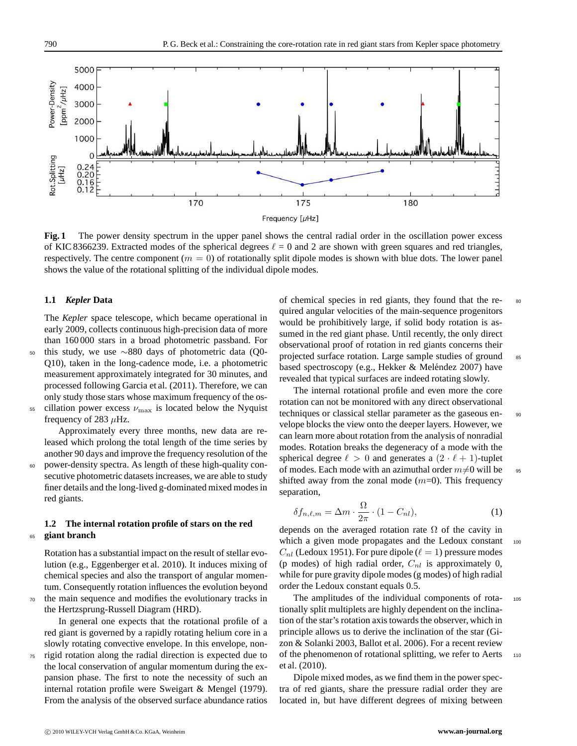Fig. 1 The power density spectrum in the upper panel shows the central radial order in the oscillation power excess of KIC 8366239. Extracted modes of the spherical degrees $\ell = 0$ and 2 are shown with green squares and red triangles, respectively. The centre component ($m = 0$) of rotationally split dipole modes is shown with blue dots. The lower panel shows the value of the rotational splitting of the individual dipole modes.

### 1.1 *Kepler* Data

The *Kepler* space telescope, which became operational in early 2009, collects continuous high-precision data of more than 160 000 stars in a broad photometric passband. For this study, we use ~880 days of photometric data (Q0-Q10), taken in the long-cadence mode, i.e. a photometric measurement approximately integrated for 30 minutes, and processed following Garcia et al. (2011). Therefore, we can only study those stars whose maximum frequency of the oscillation power excess $\nu_{\max}$ is located below the Nyquist frequency of 283 $\mu$Hz.

Approximately every three months, new data are released which prolong the total length of the time series by another 90 days and improve the frequency resolution of the power-density spectra. As length of these high-quality consecutive photometric datasets increases, we are able to study finer details and the long-lived g-dominated mixed modes in red giants.

### 1.2 The internal rotation profile of stars on the red giant branch

Rotation has a substantial impact on the result of stellar evolution (e.g., Eggenberger et al. 2010). It induces mixing of chemical species and also the transport of angular momentum. Consequently rotation influences the evolution beyond the main sequence and modifies the evolutionary tracks in the Hertzsprung-Russell Diagram (HRD).

In general one expects that the rotational profile of a red giant is governed by a rapidly rotating helium core in a slowly rotating convective envelope. In this envelope, non-rigid rotation along the radial direction is expected due to the local conservation of angular momentum during the expansion phase. The first to note the necessity of such an internal rotation profile were Sweigart & Mengel (1979). From the analysis of the observed surface abundance ratios of chemical species in red giants, they found that the required angular velocities of the main-sequence progenitors would be prohibitively large, if solid body rotation is assumed in the red giant phase. Until recently, the only direct observational proof of rotation in red giants concerns their projected surface rotation. Large sample studies of ground based spectroscopy (e.g., Hekker & Meléndez 2007) have revealed that typical surfaces are indeed rotating slowly.

The internal rotational profile and even more the core rotation can not be monitored with any direct observational techniques or classical stellar parameter as the gaseous envelope blocks the view onto the deeper layers. However, we can learn more about rotation from the analysis of nonradial modes. Rotation breaks the degeneracy of a mode with the spherical degree $\ell > 0$ and generates a $(2 \cdot \ell + 1)$-tuplet of modes. Each mode with an azimuthal order $m \neq 0$ will be shifted away from the zonal mode ($m$=0). This frequency separation,

$$\delta f_{n,\ell,m} = \Delta m \cdot \frac{\Omega}{2\pi} \cdot (1 - C_{nl}), \tag{1}$$

depends on the averaged rotation rate $\Omega$ of the cavity in which a given mode propagates and the Ledoux constant $C_{nl}$ (Ledoux 1951). For pure dipole ($\ell = 1$) pressure modes (p modes) of high radial order, $C_{nl}$ is approximately 0, while for pure gravity dipole modes (g modes) of high radial order the Ledoux constant equals 0.5.

The amplitudes of the individual components of rotationally split multiplets are highly dependent on the inclination of the star's rotation axis towards the observer, which in principle allows us to derive the inclination of the star (Gizon & Solanki 2003, Ballot et al. 2006). For a recent review of the phenomenon of rotational splitting, we refer to Aerts et al. (2010).

Dipole mixed modes, as we find them in the power spectra of red giants, share the pressure radial order they are located in, but have different degrees of mixing between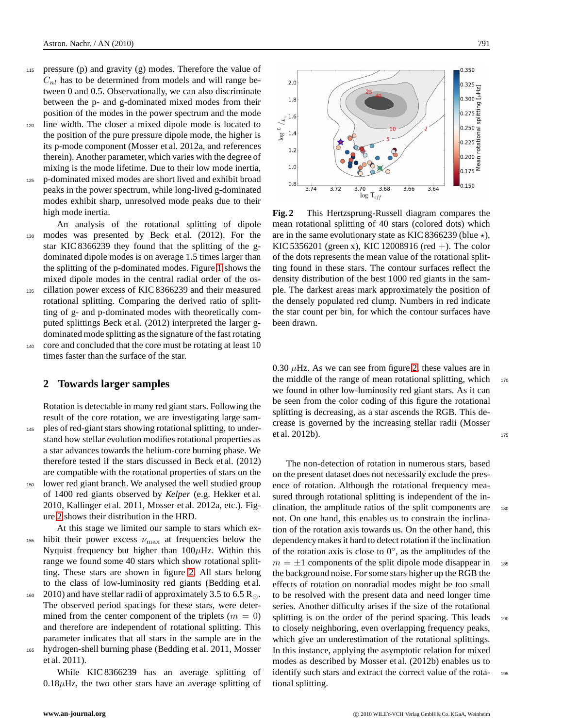pressure (p) and gravity (g) modes. Therefore the value of $C_{nl}$ has to be determined from models and will range between 0 and 0.5. Observationally, we can also discriminate between the p- and g-dominated mixed modes from their position of the modes in the power spectrum and the mode line width. The closer a mixed dipole mode is located to the position of the pure pressure dipole mode, the higher is its p-mode component (Mosser et al. 2012a, and references therein). Another parameter, which varies with the degree of mixing is the mode lifetime. Due to their low mode inertia, p-dominated mixed modes are short lived and exhibit broad peaks in the power spectrum, while long-lived g-dominated modes exhibit sharp, unresolved mode peaks due to their high mode inertia.

An analysis of the rotational splitting of dipole modes was presented by Beck et al. (2012). For the star KIC 8366239 they found that the splitting of the g-dominated dipole modes is on average 1.5 times larger than the splitting of the p-dominated modes. Figure 1 shows the mixed dipole modes in the central radial order of the oscillation power excess of KIC 8366239 and their measured rotational splitting. Comparing the derived ratio of splitting of g- and p-dominated modes with theoretically computed splittings Beck et al. (2012) interpreted the larger g-dominated mode splitting as the signature of the fast rotating core and concluded that the core must be rotating at least 10 times faster than the surface of the star.

## 2 Towards larger samples

Rotation is detectable in many red giant stars. Following the result of the core rotation, we are investigating large samples of red-giant stars showing rotational splitting, to understand how stellar evolution modifies rotational properties as a star advances towards the helium-core burning phase. We therefore tested if the stars discussed in Beck et al. (2012) are compatible with the rotational properties of stars on the lower red giant branch. We analysed the well studied group of 1400 red giants observed by *Kelper* (e.g. Hekker et al. 2010, Kallinger et al. 2011, Mosser et al. 2012a, etc.). Figure 2 shows their distribution in the HRD.

At this stage we limited our sample to stars which exhibit their power excess $\nu_{\max}$ at frequencies below the Nyquist frequency but higher than 100$\mu$Hz. Within this range we found some 40 stars which show rotational splitting. These stars are shown in figure 2. All stars belong to the class of low-luminosity red giants (Bedding et al. 2010) and have stellar radii of approximately 3.5 to 6.5 R$_{\odot}$. The observed period spacings for these stars, were determined from the center component of the triplets ($m = 0$) and therefore are independent of rotational splitting. This parameter indicates that all stars in the sample are in the hydrogen-shell burning phase (Bedding et al. 2011, Mosser et al. 2011).

While KIC 8366239 has an average splitting of 0.18$\mu$Hz, the two other stars have an average splitting of 0.30 $\mu$Hz. As we can see from figure 2, these values are in the middle of the range of mean rotational splitting, which we found in other low-luminosity red giant stars. As it can be seen from the color coding of this figure the rotational splitting is decreasing, as a star ascends the RGB. This decrease is governed by the increasing stellar radii (Mosser et al. 2012b).

**Fig. 2** This Hertzsprung-Russell diagram compares the mean rotational splitting of 40 stars (colored dots) which are in the same evolutionary state as KIC 8366239 (blue ⋆), KIC 5356201 (green x), KIC 12008916 (red +). The color of the dots represents the mean value of the rotational splitting found in these stars. The contour surfaces reflect the density distribution of the best 1000 red giants in the sample. The darkest areas mark approximately the position of the densely populated red clump. Numbers in red indicate the star count per bin, for which the contour surfaces have been drawn.

The non-detection of rotation in numerous stars, based on the present dataset does not necessarily exclude the presence of rotation. Although the rotational frequency measured through rotational splitting is independent of the inclination, the amplitude ratios of the split components are not. On one hand, this enables us to constrain the inclination of the rotation axis towards us. On the other hand, this dependency makes it hard to detect rotation if the inclination of the rotation axis is close to 0°, as the amplitudes of the $m = \pm 1$ components of the split dipole mode disappear in the background noise. For some stars higher up the RGB the effects of rotation on nonradial modes might be too small to be resolved with the present data and need longer time series. Another difficulty arises if the size of the rotational splitting is on the order of the period spacing. This leads to closely neighboring, even overlapping frequency peaks, which give an underestimation of the rotational splittings. In this instance, applying the asymptotic relation for mixed modes as described by Mosser et al. (2012b) enables us to identify such stars and extract the correct value of the rotational splitting.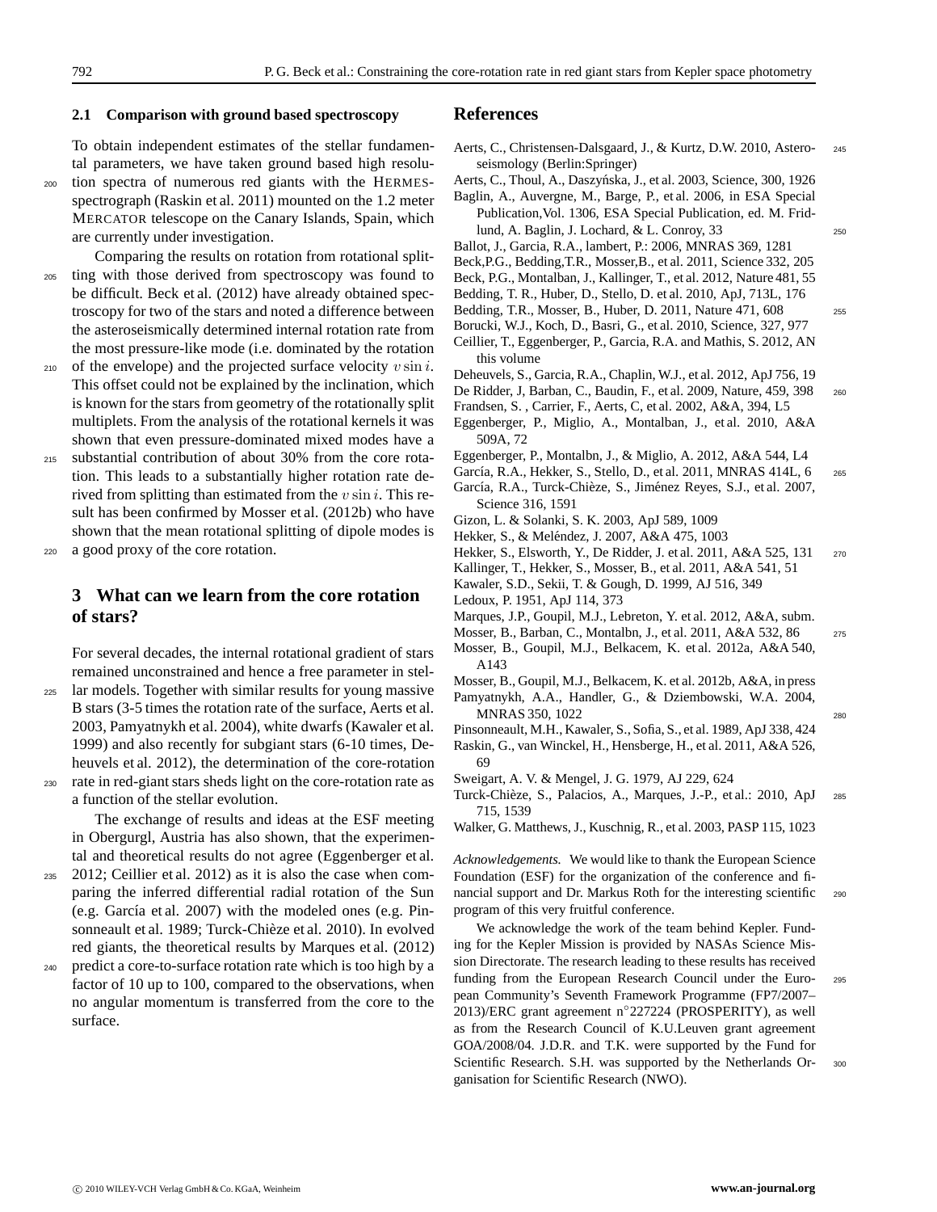### 2.1 Comparison with ground based spectroscopy

To obtain independent estimates of the stellar fundamental parameters, we have taken ground based high resolution spectra of numerous red giants with the HERMES-spectrograph (Raskin et al. 2011) mounted on the 1.2 meter MERCATOR telescope on the Canary Islands, Spain, which are currently under investigation.

Comparing the results on rotation from rotational splitting with those derived from spectroscopy was found to be difficult. Beck et al. (2012) have already obtained spectroscopy for two of the stars and noted a difference between the asteroseismically determined internal rotation rate from the most pressure-like mode (i.e. dominated by the rotation of the envelope) and the projected surface velocity $v \sin i$. This offset could not be explained by the inclination, which is known for the stars from geometry of the rotationally split multiplets. From the analysis of the rotational kernels it was shown that even pressure-dominated mixed modes have a substantial contribution of about 30% from the core rotation. This leads to a substantially higher rotation rate derived from splitting than estimated from the $v \sin i$. This result has been confirmed by Mosser et al. (2012b) who have shown that the mean rotational splitting of dipole modes is a good proxy of the core rotation.

## 3 What can we learn from the core rotation of stars?

For several decades, the internal rotational gradient of stars remained unconstrained and hence a free parameter in stellar models. Together with similar results for young massive B stars (3-5 times the rotation rate of the surface, Aerts et al. 2003, Pamyatnykh et al. 2004), white dwarfs (Kawaler et al. 1999) and also recently for subgiant stars (6-10 times, Deheuvels et al. 2012), the determination of the core-rotation rate in red-giant stars sheds light on the core-rotation rate as a function of the stellar evolution.

The exchange of results and ideas at the ESF meeting in Obergurgl, Austria has also shown, that the experimental and theoretical results do not agree (Eggenberger et al. 2012; Ceillier et al. 2012) as it is also the case when comparing the inferred differential radial rotation of the Sun (e.g. García et al. 2007) with the modeled ones (e.g. Pinsonneault et al. 1989; Turck-Chièze et al. 2010). In evolved red giants, the theoretical results by Marques et al. (2012) predict a core-to-surface rotation rate which is too high by a factor of 10 up to 100, compared to the observations, when no angular momentum is transferred from the core to the surface.

## References

Aerts, C., Christensen-Dalsgaard, J., & Kurtz, D.W. 2010, Asteroseismology (Berlin:Springer)
Aerts, C., Thoul, A., Daszyńska, J., et al. 2003, Science, 300, 1926
Baglin, A., Auvergne, M., Barge, P., et al. 2006, in ESA Special Publication,Vol. 1306, ESA Special Publication, ed. M. Fridlund, A. Baglin, J. Lochard, & L. Conroy, 33
Ballot, J., Garcia, R.A., lambert, P.: 2006, MNRAS 369, 1281
Beck,P.G., Bedding,T.R., Mosser,B., et al. 2011, Science 332, 205
Beck, P.G., Montalban, J., Kallinger, T., et al. 2012, Nature 481, 55
Bedding, T. R., Huber, D., Stello, D. et al. 2010, ApJ, 713L, 176
Bedding, T.R., Mosser, B., Huber, D. 2011, Nature 471, 608
Borucki, W.J., Koch, D., Basri, G., et al. 2010, Science, 327, 977
Ceillier, T., Eggenberger, P., Garcia, R.A. and Mathis, S. 2012, AN this volume
Deheuvels, S., Garcia, R.A., Chaplin, W.J., et al. 2012, ApJ 756, 19
De Ridder, J, Barban, C., Baudin, F., et al. 2009, Nature, 459, 398
Frandsen, S. , Carrier, F., Aerts, C, et al. 2002, A&A, 394, L5
Eggenberger, P., Miglio, A., Montalban, J., et al. 2010, A&A 509A, 72
Eggenberger, P., Montalbn, J., & Miglio, A. 2012, A&A 544, L4
García, R.A., Hekker, S., Stello, D., et al. 2011, MNRAS 414L, 6
García, R.A., Turck-Chièze, S., Jiménez Reyes, S.J., et al. 2007, Science 316, 1591
Gizon, L. & Solanki, S. K. 2003, ApJ 589, 1009
Hekker, S., & Meléndez, J. 2007, A&A 475, 1003
Hekker, S., Elsworth, Y., De Ridder, J. et al. 2011, A&A 525, 131
Kallinger, T., Hekker, S., Mosser, B., et al. 2011, A&A 541, 51
Kawaler, S.D., Sekii, T. & Gough, D. 1999, AJ 516, 349
Ledoux, P. 1951, ApJ 114, 373
Marques, J.P., Goupil, M.J., Lebreton, Y. et al. 2012, A&A, subm.
Mosser, B., Barban, C., Montalbn, J., et al. 2011, A&A 532, 86
Mosser, B., Goupil, M.J., Belkacem, K. et al. 2012a, A&A 540, A143
Mosser, B., Goupil, M.J., Belkacem, K. et al. 2012b, A&A, in press
Pamyatnykh, A.A., Handler, G., & Dziembowski, W.A. 2004, MNRAS 350, 1022
Pinsonneault, M.H., Kawaler, S., Sofia, S., et al. 1989, ApJ 338, 424
Raskin, G., van Winckel, H., Hensberge, H., et al. 2011, A&A 526, 69
Sweigart, A. V. & Mengel, J. G. 1979, AJ 229, 624
Turck-Chièze, S., Palacios, A., Marques, J.-P., et al.: 2010, ApJ 715, 1539
Walker, G. Matthews, J., Kuschnig, R., et al. 2003, PASP 115, 1023

*Acknowledgements.* We would like to thank the European Science Foundation (ESF) for the organization of the conference and financial support and Dr. Markus Roth for the interesting scientific program of this very fruitful conference.

We acknowledge the work of the team behind Kepler. Funding for the Kepler Mission is provided by NASAs Science Mission Directorate. The research leading to these results has received funding from the European Research Council under the European Community's Seventh Framework Programme (FP7/2007–2013)/ERC grant agreement n°227224 (PROSPERITY), as well as from the Research Council of K.U.Leuven grant agreement GOA/2008/04. J.D.R. and T.K. were supported by the Fund for Scientific Research. S.H. was supported by the Netherlands Organisation for Scientific Research (NWO).